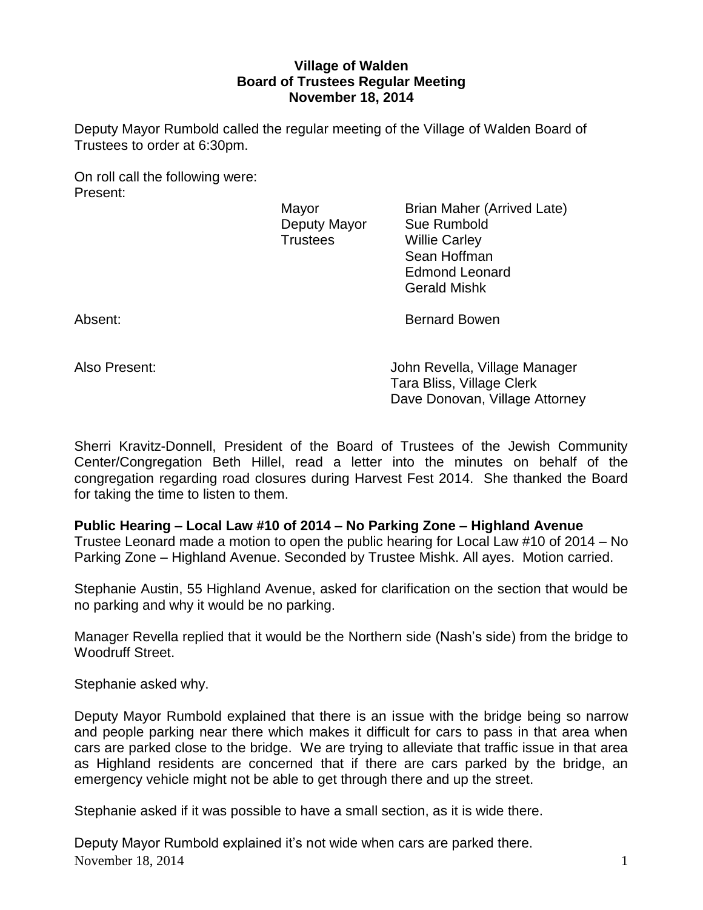**Village of Walden**
**Board of Trustees Regular Meeting**
**November 18, 2014**

Deputy Mayor Rumbold called the regular meeting of the Village of Walden Board of Trustees to order at 6:30pm.

On roll call the following were:

Present:

| | |
|---|---|
| Mayor | Brian Maher (Arrived Late) |
| Deputy Mayor | Sue Rumbold |
| Trustees | Willie Carley |
| | Sean Hoffman |
| | Edmond Leonard |
| | Gerald Mishk |

Absent: Bernard Bowen

Also Present:
John Revella, Village Manager
Tara Bliss, Village Clerk
Dave Donovan, Village Attorney

Sherri Kravitz-Donnell, President of the Board of Trustees of the Jewish Community Center/Congregation Beth Hillel, read a letter into the minutes on behalf of the congregation regarding road closures during Harvest Fest 2014. She thanked the Board for taking the time to listen to them.

**Public Hearing – Local Law #10 of 2014 – No Parking Zone – Highland Avenue**

Trustee Leonard made a motion to open the public hearing for Local Law #10 of 2014 – No Parking Zone – Highland Avenue. Seconded by Trustee Mishk. All ayes. Motion carried.

Stephanie Austin, 55 Highland Avenue, asked for clarification on the section that would be no parking and why it would be no parking.

Manager Revella replied that it would be the Northern side (Nash's side) from the bridge to Woodruff Street.

Stephanie asked why.

Deputy Mayor Rumbold explained that there is an issue with the bridge being so narrow and people parking near there which makes it difficult for cars to pass in that area when cars are parked close to the bridge. We are trying to alleviate that traffic issue in that area as Highland residents are concerned that if there are cars parked by the bridge, an emergency vehicle might not be able to get through there and up the street.

Stephanie asked if it was possible to have a small section, as it is wide there.

Deputy Mayor Rumbold explained it's not wide when cars are parked there.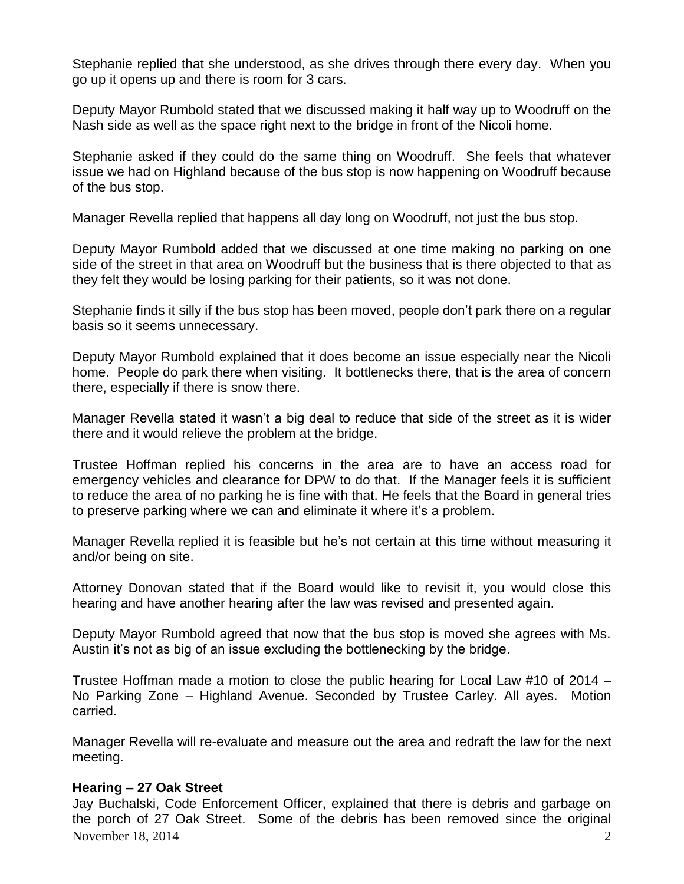Stephanie replied that she understood, as she drives through there every day. When you go up it opens up and there is room for 3 cars.

Deputy Mayor Rumbold stated that we discussed making it half way up to Woodruff on the Nash side as well as the space right next to the bridge in front of the Nicoli home.

Stephanie asked if they could do the same thing on Woodruff. She feels that whatever issue we had on Highland because of the bus stop is now happening on Woodruff because of the bus stop.

Manager Revella replied that happens all day long on Woodruff, not just the bus stop.

Deputy Mayor Rumbold added that we discussed at one time making no parking on one side of the street in that area on Woodruff but the business that is there objected to that as they felt they would be losing parking for their patients, so it was not done.

Stephanie finds it silly if the bus stop has been moved, people don't park there on a regular basis so it seems unnecessary.

Deputy Mayor Rumbold explained that it does become an issue especially near the Nicoli home. People do park there when visiting. It bottlenecks there, that is the area of concern there, especially if there is snow there.

Manager Revella stated it wasn't a big deal to reduce that side of the street as it is wider there and it would relieve the problem at the bridge.

Trustee Hoffman replied his concerns in the area are to have an access road for emergency vehicles and clearance for DPW to do that. If the Manager feels it is sufficient to reduce the area of no parking he is fine with that. He feels that the Board in general tries to preserve parking where we can and eliminate it where it's a problem.

Manager Revella replied it is feasible but he's not certain at this time without measuring it and/or being on site.

Attorney Donovan stated that if the Board would like to revisit it, you would close this hearing and have another hearing after the law was revised and presented again.

Deputy Mayor Rumbold agreed that now that the bus stop is moved she agrees with Ms. Austin it's not as big of an issue excluding the bottlenecking by the bridge.

Trustee Hoffman made a motion to close the public hearing for Local Law #10 of 2014 – No Parking Zone – Highland Avenue. Seconded by Trustee Carley. All ayes. Motion carried.

Manager Revella will re-evaluate and measure out the area and redraft the law for the next meeting.

**Hearing – 27 Oak Street**

Jay Buchalski, Code Enforcement Officer, explained that there is debris and garbage on the porch of 27 Oak Street. Some of the debris has been removed since the original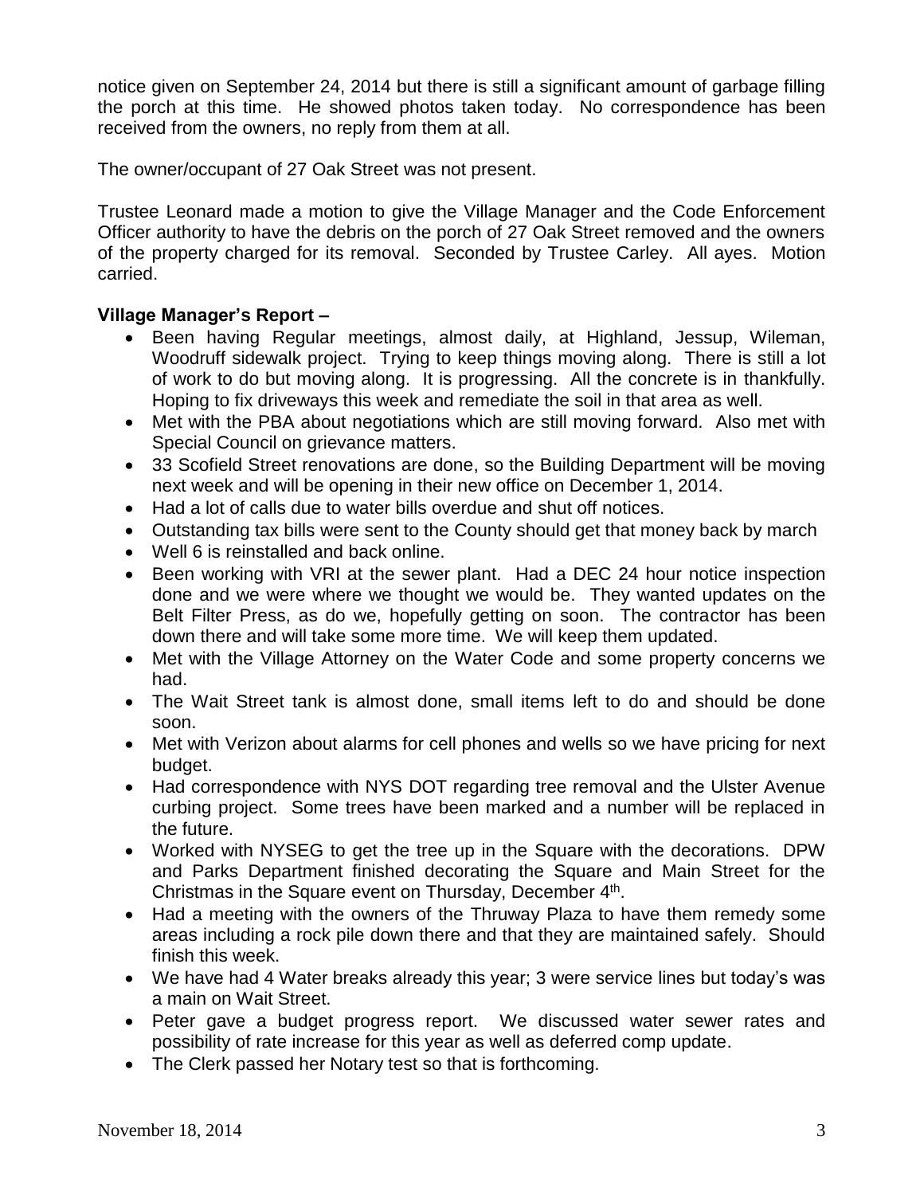notice given on September 24, 2014 but there is still a significant amount of garbage filling the porch at this time. He showed photos taken today. No correspondence has been received from the owners, no reply from them at all.

The owner/occupant of 27 Oak Street was not present.

Trustee Leonard made a motion to give the Village Manager and the Code Enforcement Officer authority to have the debris on the porch of 27 Oak Street removed and the owners of the property charged for its removal. Seconded by Trustee Carley. All ayes. Motion carried.

**Village Manager's Report –**

- Been having Regular meetings, almost daily, at Highland, Jessup, Wileman, Woodruff sidewalk project. Trying to keep things moving along. There is still a lot of work to do but moving along. It is progressing. All the concrete is in thankfully. Hoping to fix driveways this week and remediate the soil in that area as well.
- Met with the PBA about negotiations which are still moving forward. Also met with Special Council on grievance matters.
- 33 Scofield Street renovations are done, so the Building Department will be moving next week and will be opening in their new office on December 1, 2014.
- Had a lot of calls due to water bills overdue and shut off notices.
- Outstanding tax bills were sent to the County should get that money back by march
- Well 6 is reinstalled and back online.
- Been working with VRI at the sewer plant. Had a DEC 24 hour notice inspection done and we were where we thought we would be. They wanted updates on the Belt Filter Press, as do we, hopefully getting on soon. The contractor has been down there and will take some more time. We will keep them updated.
- Met with the Village Attorney on the Water Code and some property concerns we had.
- The Wait Street tank is almost done, small items left to do and should be done soon.
- Met with Verizon about alarms for cell phones and wells so we have pricing for next budget.
- Had correspondence with NYS DOT regarding tree removal and the Ulster Avenue curbing project. Some trees have been marked and a number will be replaced in the future.
- Worked with NYSEG to get the tree up in the Square with the decorations. DPW and Parks Department finished decorating the Square and Main Street for the Christmas in the Square event on Thursday, December 4th.
- Had a meeting with the owners of the Thruway Plaza to have them remedy some areas including a rock pile down there and that they are maintained safely. Should finish this week.
- We have had 4 Water breaks already this year; 3 were service lines but today's was a main on Wait Street.
- Peter gave a budget progress report. We discussed water sewer rates and possibility of rate increase for this year as well as deferred comp update.
- The Clerk passed her Notary test so that is forthcoming.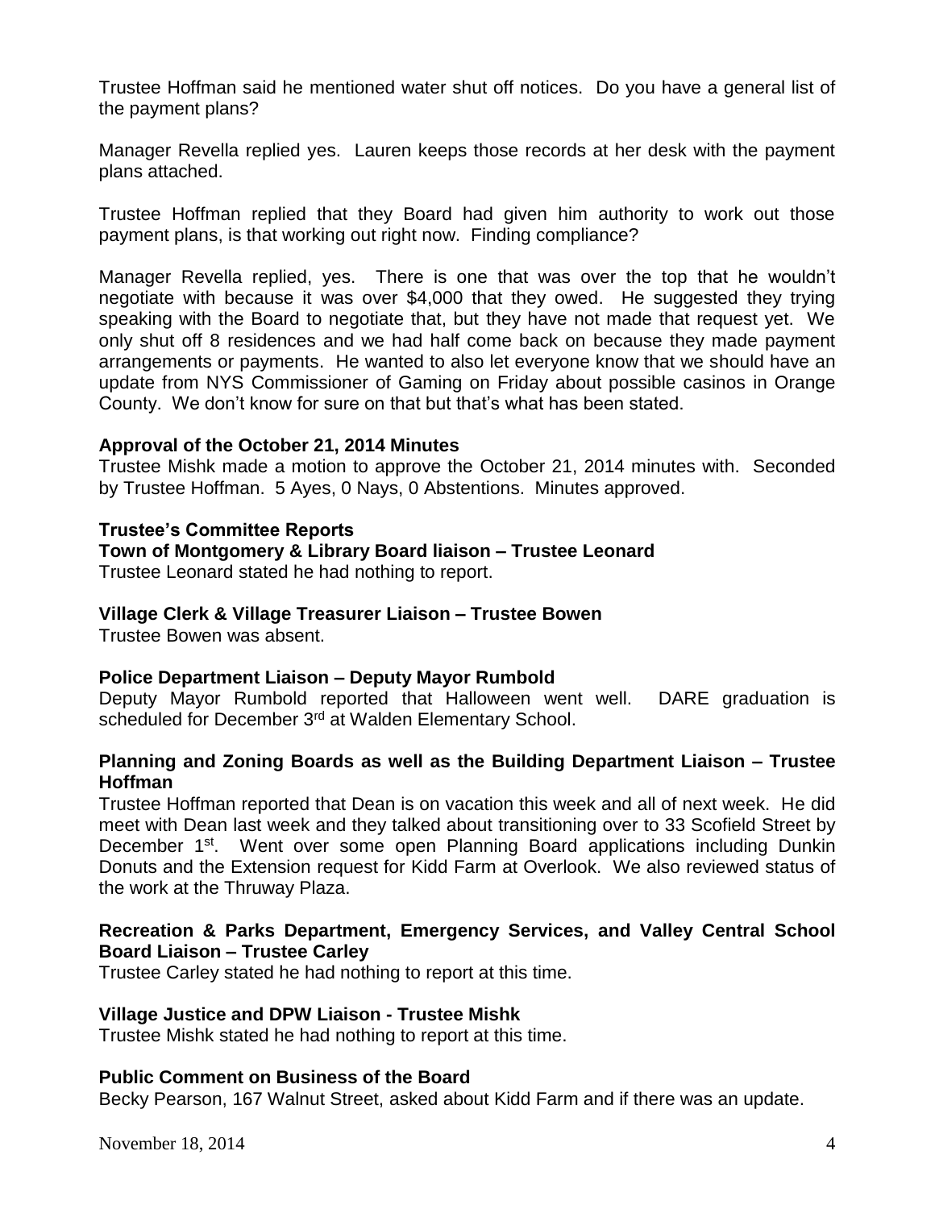Trustee Hoffman said he mentioned water shut off notices. Do you have a general list of the payment plans?

Manager Revella replied yes. Lauren keeps those records at her desk with the payment plans attached.

Trustee Hoffman replied that they Board had given him authority to work out those payment plans, is that working out right now. Finding compliance?

Manager Revella replied, yes. There is one that was over the top that he wouldn't negotiate with because it was over $4,000 that they owed. He suggested they trying speaking with the Board to negotiate that, but they have not made that request yet. We only shut off 8 residences and we had half come back on because they made payment arrangements or payments. He wanted to also let everyone know that we should have an update from NYS Commissioner of Gaming on Friday about possible casinos in Orange County. We don't know for sure on that but that's what has been stated.

**Approval of the October 21, 2014 Minutes**
Trustee Mishk made a motion to approve the October 21, 2014 minutes with. Seconded by Trustee Hoffman. 5 Ayes, 0 Nays, 0 Abstentions. Minutes approved.

**Trustee's Committee Reports**

**Town of Montgomery & Library Board liaison – Trustee Leonard**
Trustee Leonard stated he had nothing to report.

**Village Clerk & Village Treasurer Liaison – Trustee Bowen**
Trustee Bowen was absent.

**Police Department Liaison – Deputy Mayor Rumbold**
Deputy Mayor Rumbold reported that Halloween went well. DARE graduation is scheduled for December 3rd at Walden Elementary School.

**Planning and Zoning Boards as well as the Building Department Liaison – Trustee Hoffman**
Trustee Hoffman reported that Dean is on vacation this week and all of next week. He did meet with Dean last week and they talked about transitioning over to 33 Scofield Street by December 1st. Went over some open Planning Board applications including Dunkin Donuts and the Extension request for Kidd Farm at Overlook. We also reviewed status of the work at the Thruway Plaza.

**Recreation & Parks Department, Emergency Services, and Valley Central School Board Liaison – Trustee Carley**
Trustee Carley stated he had nothing to report at this time.

**Village Justice and DPW Liaison - Trustee Mishk**
Trustee Mishk stated he had nothing to report at this time.

**Public Comment on Business of the Board**
Becky Pearson, 167 Walnut Street, asked about Kidd Farm and if there was an update.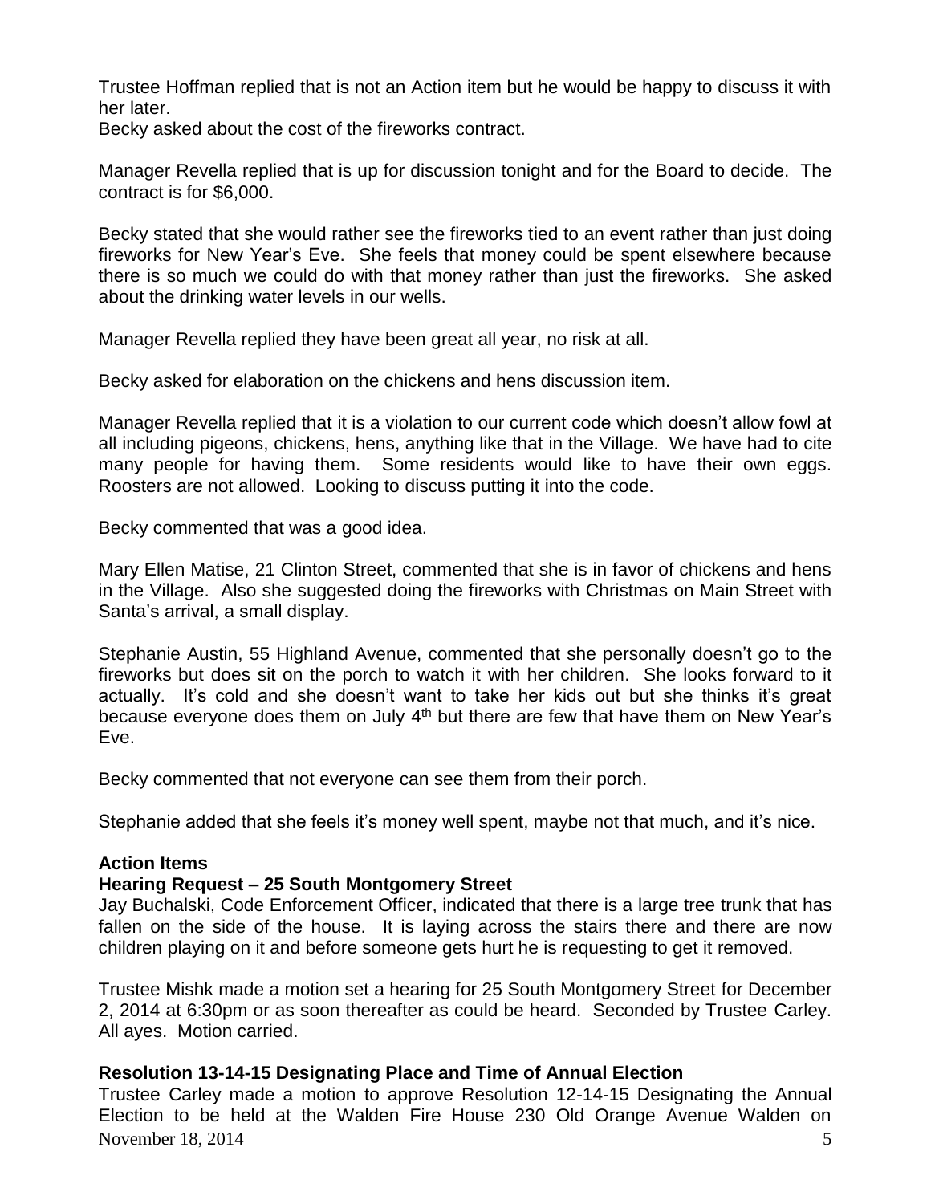Trustee Hoffman replied that is not an Action item but he would be happy to discuss it with her later.

Becky asked about the cost of the fireworks contract.

Manager Revella replied that is up for discussion tonight and for the Board to decide. The contract is for $6,000.

Becky stated that she would rather see the fireworks tied to an event rather than just doing fireworks for New Year's Eve. She feels that money could be spent elsewhere because there is so much we could do with that money rather than just the fireworks. She asked about the drinking water levels in our wells.

Manager Revella replied they have been great all year, no risk at all.

Becky asked for elaboration on the chickens and hens discussion item.

Manager Revella replied that it is a violation to our current code which doesn't allow fowl at all including pigeons, chickens, hens, anything like that in the Village. We have had to cite many people for having them. Some residents would like to have their own eggs. Roosters are not allowed. Looking to discuss putting it into the code.

Becky commented that was a good idea.

Mary Ellen Matise, 21 Clinton Street, commented that she is in favor of chickens and hens in the Village. Also she suggested doing the fireworks with Christmas on Main Street with Santa's arrival, a small display.

Stephanie Austin, 55 Highland Avenue, commented that she personally doesn't go to the fireworks but does sit on the porch to watch it with her children. She looks forward to it actually. It's cold and she doesn't want to take her kids out but she thinks it's great because everyone does them on July 4th but there are few that have them on New Year's Eve.

Becky commented that not everyone can see them from their porch.

Stephanie added that she feels it's money well spent, maybe not that much, and it's nice.

**Action Items**

**Hearing Request – 25 South Montgomery Street**

Jay Buchalski, Code Enforcement Officer, indicated that there is a large tree trunk that has fallen on the side of the house. It is laying across the stairs there and there are now children playing on it and before someone gets hurt he is requesting to get it removed.

Trustee Mishk made a motion set a hearing for 25 South Montgomery Street for December 2, 2014 at 6:30pm or as soon thereafter as could be heard. Seconded by Trustee Carley. All ayes. Motion carried.

**Resolution 13-14-15 Designating Place and Time of Annual Election**

Trustee Carley made a motion to approve Resolution 12-14-15 Designating the Annual Election to be held at the Walden Fire House 230 Old Orange Avenue Walden on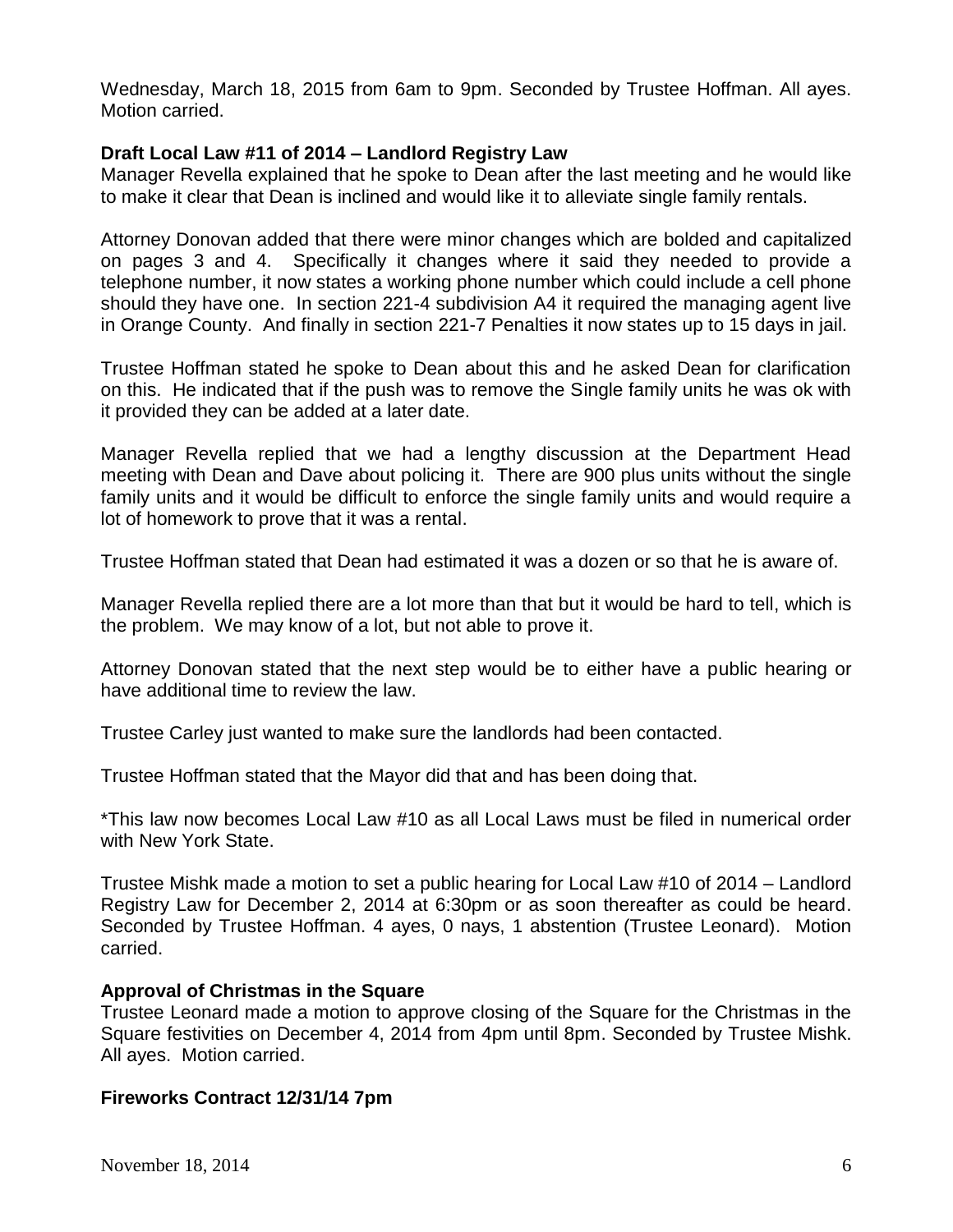Wednesday, March 18, 2015 from 6am to 9pm. Seconded by Trustee Hoffman. All ayes. Motion carried.

**Draft Local Law #11 of 2014 – Landlord Registry Law**

Manager Revella explained that he spoke to Dean after the last meeting and he would like to make it clear that Dean is inclined and would like it to alleviate single family rentals.

Attorney Donovan added that there were minor changes which are bolded and capitalized on pages 3 and 4. Specifically it changes where it said they needed to provide a telephone number, it now states a working phone number which could include a cell phone should they have one. In section 221-4 subdivision A4 it required the managing agent live in Orange County. And finally in section 221-7 Penalties it now states up to 15 days in jail.

Trustee Hoffman stated he spoke to Dean about this and he asked Dean for clarification on this. He indicated that if the push was to remove the Single family units he was ok with it provided they can be added at a later date.

Manager Revella replied that we had a lengthy discussion at the Department Head meeting with Dean and Dave about policing it. There are 900 plus units without the single family units and it would be difficult to enforce the single family units and would require a lot of homework to prove that it was a rental.

Trustee Hoffman stated that Dean had estimated it was a dozen or so that he is aware of.

Manager Revella replied there are a lot more than that but it would be hard to tell, which is the problem. We may know of a lot, but not able to prove it.

Attorney Donovan stated that the next step would be to either have a public hearing or have additional time to review the law.

Trustee Carley just wanted to make sure the landlords had been contacted.

Trustee Hoffman stated that the Mayor did that and has been doing that.

*This law now becomes Local Law #10 as all Local Laws must be filed in numerical order with New York State.

Trustee Mishk made a motion to set a public hearing for Local Law #10 of 2014 – Landlord Registry Law for December 2, 2014 at 6:30pm or as soon thereafter as could be heard. Seconded by Trustee Hoffman. 4 ayes, 0 nays, 1 abstention (Trustee Leonard). Motion carried.

**Approval of Christmas in the Square**

Trustee Leonard made a motion to approve closing of the Square for the Christmas in the Square festivities on December 4, 2014 from 4pm until 8pm. Seconded by Trustee Mishk. All ayes. Motion carried.

**Fireworks Contract 12/31/14 7pm**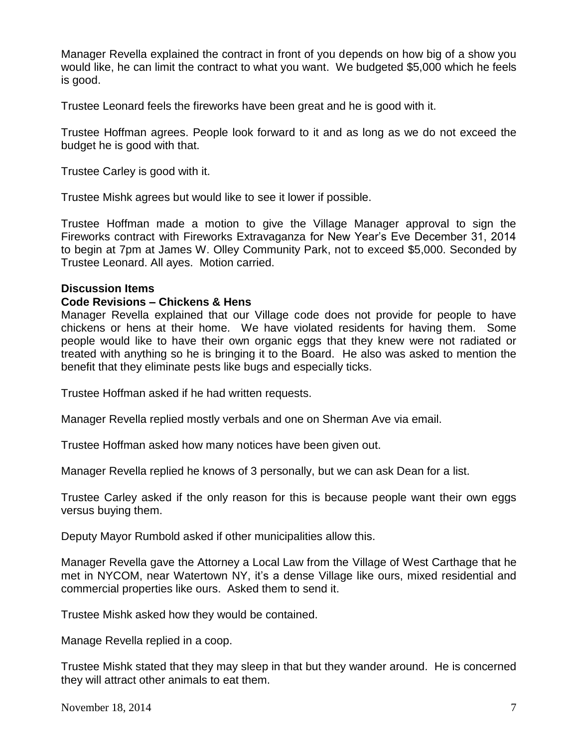Manager Revella explained the contract in front of you depends on how big of a show you would like, he can limit the contract to what you want. We budgeted $5,000 which he feels is good.

Trustee Leonard feels the fireworks have been great and he is good with it.

Trustee Hoffman agrees. People look forward to it and as long as we do not exceed the budget he is good with that.

Trustee Carley is good with it.

Trustee Mishk agrees but would like to see it lower if possible.

Trustee Hoffman made a motion to give the Village Manager approval to sign the Fireworks contract with Fireworks Extravaganza for New Year's Eve December 31, 2014 to begin at 7pm at James W. Olley Community Park, not to exceed $5,000. Seconded by Trustee Leonard. All ayes. Motion carried.

**Discussion Items**

**Code Revisions – Chickens & Hens**

Manager Revella explained that our Village code does not provide for people to have chickens or hens at their home. We have violated residents for having them. Some people would like to have their own organic eggs that they knew were not radiated or treated with anything so he is bringing it to the Board. He also was asked to mention the benefit that they eliminate pests like bugs and especially ticks.

Trustee Hoffman asked if he had written requests.

Manager Revella replied mostly verbals and one on Sherman Ave via email.

Trustee Hoffman asked how many notices have been given out.

Manager Revella replied he knows of 3 personally, but we can ask Dean for a list.

Trustee Carley asked if the only reason for this is because people want their own eggs versus buying them.

Deputy Mayor Rumbold asked if other municipalities allow this.

Manager Revella gave the Attorney a Local Law from the Village of West Carthage that he met in NYCOM, near Watertown NY, it's a dense Village like ours, mixed residential and commercial properties like ours. Asked them to send it.

Trustee Mishk asked how they would be contained.

Manage Revella replied in a coop.

Trustee Mishk stated that they may sleep in that but they wander around. He is concerned they will attract other animals to eat them.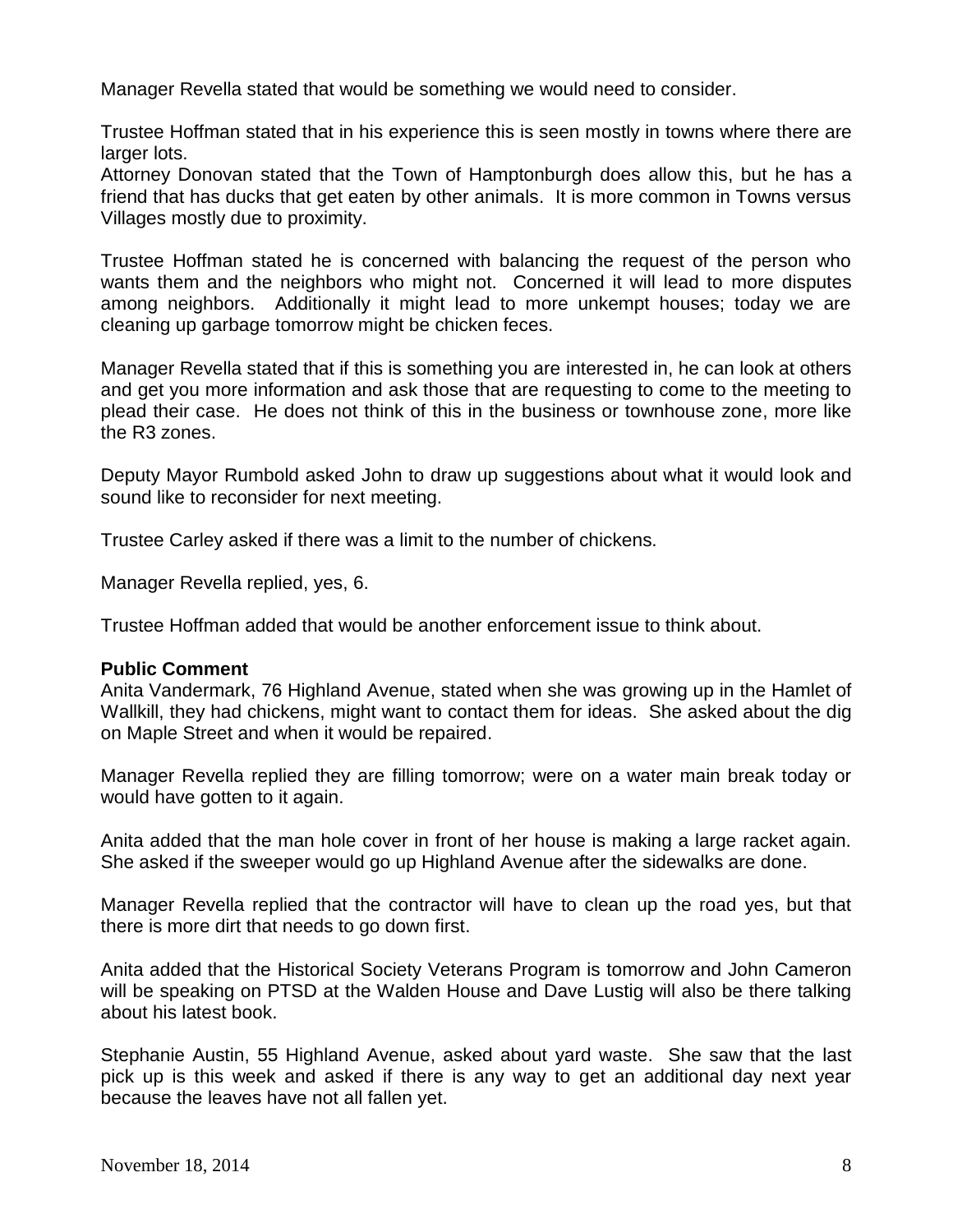Manager Revella stated that would be something we would need to consider.

Trustee Hoffman stated that in his experience this is seen mostly in towns where there are larger lots.
Attorney Donovan stated that the Town of Hamptonburgh does allow this, but he has a friend that has ducks that get eaten by other animals. It is more common in Towns versus Villages mostly due to proximity.

Trustee Hoffman stated he is concerned with balancing the request of the person who wants them and the neighbors who might not. Concerned it will lead to more disputes among neighbors. Additionally it might lead to more unkempt houses; today we are cleaning up garbage tomorrow might be chicken feces.

Manager Revella stated that if this is something you are interested in, he can look at others and get you more information and ask those that are requesting to come to the meeting to plead their case. He does not think of this in the business or townhouse zone, more like the R3 zones.

Deputy Mayor Rumbold asked John to draw up suggestions about what it would look and sound like to reconsider for next meeting.

Trustee Carley asked if there was a limit to the number of chickens.

Manager Revella replied, yes, 6.

Trustee Hoffman added that would be another enforcement issue to think about.

**Public Comment**
Anita Vandermark, 76 Highland Avenue, stated when she was growing up in the Hamlet of Wallkill, they had chickens, might want to contact them for ideas. She asked about the dig on Maple Street and when it would be repaired.

Manager Revella replied they are filling tomorrow; were on a water main break today or would have gotten to it again.

Anita added that the man hole cover in front of her house is making a large racket again. She asked if the sweeper would go up Highland Avenue after the sidewalks are done.

Manager Revella replied that the contractor will have to clean up the road yes, but that there is more dirt that needs to go down first.

Anita added that the Historical Society Veterans Program is tomorrow and John Cameron will be speaking on PTSD at the Walden House and Dave Lustig will also be there talking about his latest book.

Stephanie Austin, 55 Highland Avenue, asked about yard waste. She saw that the last pick up is this week and asked if there is any way to get an additional day next year because the leaves have not all fallen yet.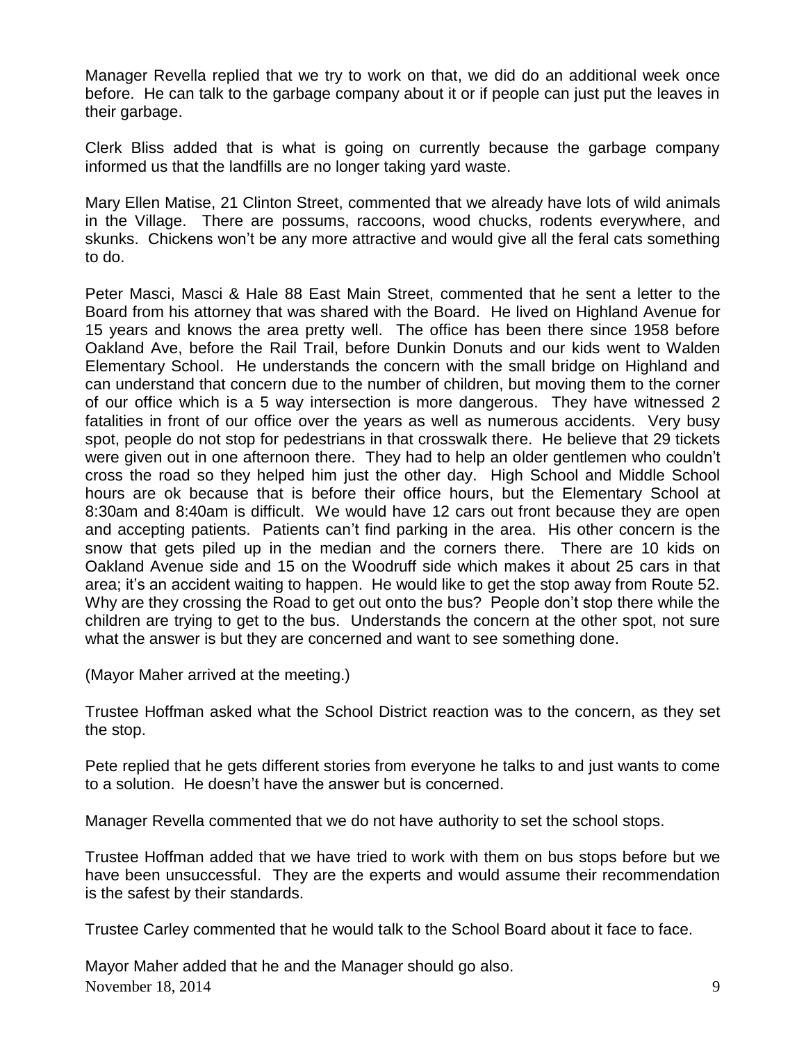Manager Revella replied that we try to work on that, we did do an additional week once before. He can talk to the garbage company about it or if people can just put the leaves in their garbage.

Clerk Bliss added that is what is going on currently because the garbage company informed us that the landfills are no longer taking yard waste.

Mary Ellen Matise, 21 Clinton Street, commented that we already have lots of wild animals in the Village. There are possums, raccoons, wood chucks, rodents everywhere, and skunks. Chickens won't be any more attractive and would give all the feral cats something to do.

Peter Masci, Masci & Hale 88 East Main Street, commented that he sent a letter to the Board from his attorney that was shared with the Board. He lived on Highland Avenue for 15 years and knows the area pretty well. The office has been there since 1958 before Oakland Ave, before the Rail Trail, before Dunkin Donuts and our kids went to Walden Elementary School. He understands the concern with the small bridge on Highland and can understand that concern due to the number of children, but moving them to the corner of our office which is a 5 way intersection is more dangerous. They have witnessed 2 fatalities in front of our office over the years as well as numerous accidents. Very busy spot, people do not stop for pedestrians in that crosswalk there. He believe that 29 tickets were given out in one afternoon there. They had to help an older gentlemen who couldn't cross the road so they helped him just the other day. High School and Middle School hours are ok because that is before their office hours, but the Elementary School at 8:30am and 8:40am is difficult. We would have 12 cars out front because they are open and accepting patients. Patients can't find parking in the area. His other concern is the snow that gets piled up in the median and the corners there. There are 10 kids on Oakland Avenue side and 15 on the Woodruff side which makes it about 25 cars in that area; it's an accident waiting to happen. He would like to get the stop away from Route 52. Why are they crossing the Road to get out onto the bus? People don't stop there while the children are trying to get to the bus. Understands the concern at the other spot, not sure what the answer is but they are concerned and want to see something done.

(Mayor Maher arrived at the meeting.)

Trustee Hoffman asked what the School District reaction was to the concern, as they set the stop.

Pete replied that he gets different stories from everyone he talks to and just wants to come to a solution. He doesn't have the answer but is concerned.

Manager Revella commented that we do not have authority to set the school stops.

Trustee Hoffman added that we have tried to work with them on bus stops before but we have been unsuccessful. They are the experts and would assume their recommendation is the safest by their standards.

Trustee Carley commented that he would talk to the School Board about it face to face.

Mayor Maher added that he and the Manager should go also.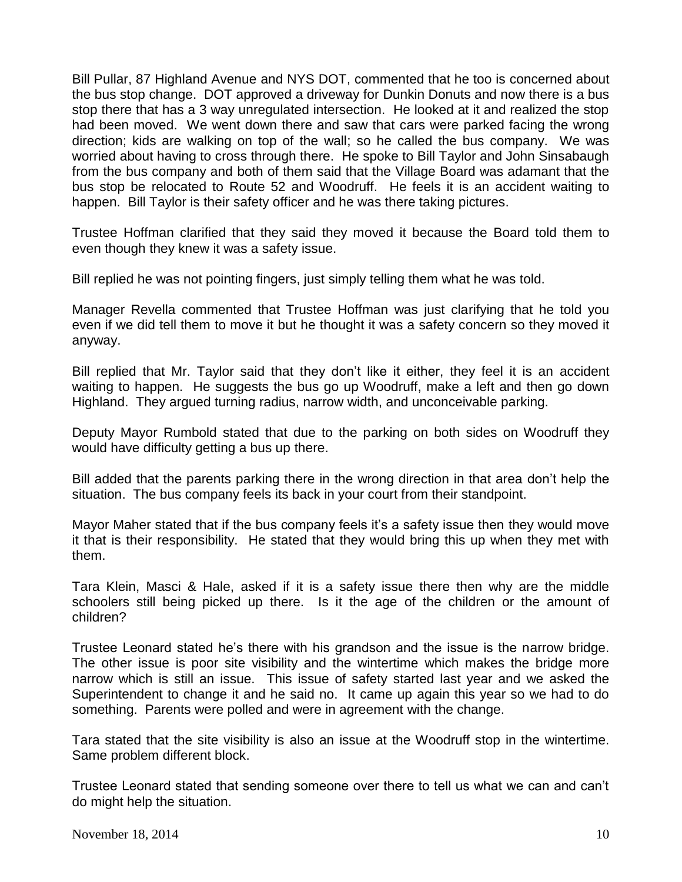Bill Pullar, 87 Highland Avenue and NYS DOT, commented that he too is concerned about the bus stop change. DOT approved a driveway for Dunkin Donuts and now there is a bus stop there that has a 3 way unregulated intersection. He looked at it and realized the stop had been moved. We went down there and saw that cars were parked facing the wrong direction; kids are walking on top of the wall; so he called the bus company. We was worried about having to cross through there. He spoke to Bill Taylor and John Sinsabaugh from the bus company and both of them said that the Village Board was adamant that the bus stop be relocated to Route 52 and Woodruff. He feels it is an accident waiting to happen. Bill Taylor is their safety officer and he was there taking pictures.

Trustee Hoffman clarified that they said they moved it because the Board told them to even though they knew it was a safety issue.

Bill replied he was not pointing fingers, just simply telling them what he was told.

Manager Revella commented that Trustee Hoffman was just clarifying that he told you even if we did tell them to move it but he thought it was a safety concern so they moved it anyway.

Bill replied that Mr. Taylor said that they don't like it either, they feel it is an accident waiting to happen. He suggests the bus go up Woodruff, make a left and then go down Highland. They argued turning radius, narrow width, and unconceivable parking.

Deputy Mayor Rumbold stated that due to the parking on both sides on Woodruff they would have difficulty getting a bus up there.

Bill added that the parents parking there in the wrong direction in that area don't help the situation. The bus company feels its back in your court from their standpoint.

Mayor Maher stated that if the bus company feels it's a safety issue then they would move it that is their responsibility. He stated that they would bring this up when they met with them.

Tara Klein, Masci & Hale, asked if it is a safety issue there then why are the middle schoolers still being picked up there. Is it the age of the children or the amount of children?

Trustee Leonard stated he's there with his grandson and the issue is the narrow bridge. The other issue is poor site visibility and the wintertime which makes the bridge more narrow which is still an issue. This issue of safety started last year and we asked the Superintendent to change it and he said no. It came up again this year so we had to do something. Parents were polled and were in agreement with the change.

Tara stated that the site visibility is also an issue at the Woodruff stop in the wintertime. Same problem different block.

Trustee Leonard stated that sending someone over there to tell us what we can and can't do might help the situation.

November 18, 2014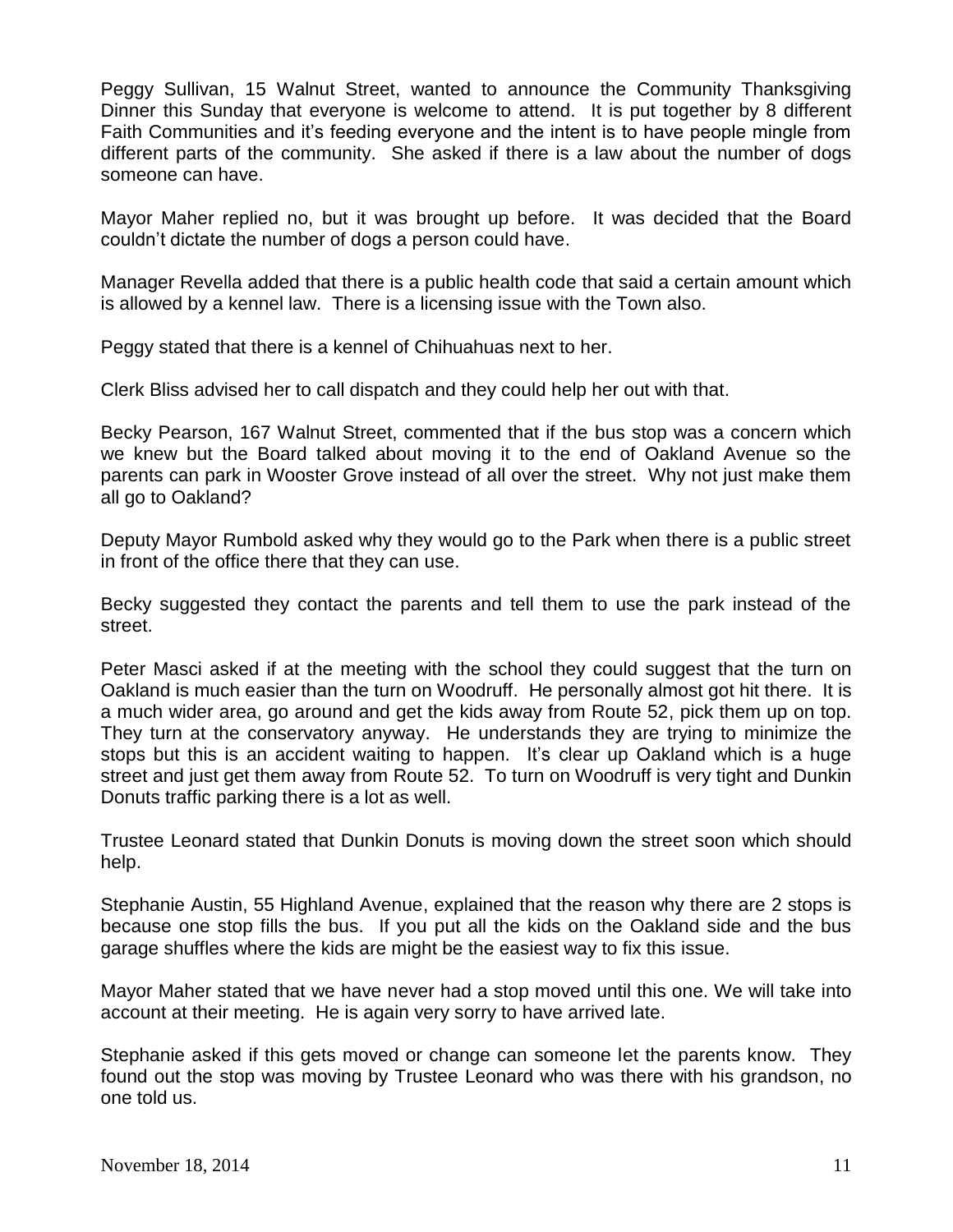Peggy Sullivan, 15 Walnut Street, wanted to announce the Community Thanksgiving Dinner this Sunday that everyone is welcome to attend. It is put together by 8 different Faith Communities and it's feeding everyone and the intent is to have people mingle from different parts of the community. She asked if there is a law about the number of dogs someone can have.

Mayor Maher replied no, but it was brought up before. It was decided that the Board couldn't dictate the number of dogs a person could have.

Manager Revella added that there is a public health code that said a certain amount which is allowed by a kennel law. There is a licensing issue with the Town also.

Peggy stated that there is a kennel of Chihuahuas next to her.

Clerk Bliss advised her to call dispatch and they could help her out with that.

Becky Pearson, 167 Walnut Street, commented that if the bus stop was a concern which we knew but the Board talked about moving it to the end of Oakland Avenue so the parents can park in Wooster Grove instead of all over the street. Why not just make them all go to Oakland?

Deputy Mayor Rumbold asked why they would go to the Park when there is a public street in front of the office there that they can use.

Becky suggested they contact the parents and tell them to use the park instead of the street.

Peter Masci asked if at the meeting with the school they could suggest that the turn on Oakland is much easier than the turn on Woodruff. He personally almost got hit there. It is a much wider area, go around and get the kids away from Route 52, pick them up on top. They turn at the conservatory anyway. He understands they are trying to minimize the stops but this is an accident waiting to happen. It's clear up Oakland which is a huge street and just get them away from Route 52. To turn on Woodruff is very tight and Dunkin Donuts traffic parking there is a lot as well.

Trustee Leonard stated that Dunkin Donuts is moving down the street soon which should help.

Stephanie Austin, 55 Highland Avenue, explained that the reason why there are 2 stops is because one stop fills the bus. If you put all the kids on the Oakland side and the bus garage shuffles where the kids are might be the easiest way to fix this issue.

Mayor Maher stated that we have never had a stop moved until this one. We will take into account at their meeting. He is again very sorry to have arrived late.

Stephanie asked if this gets moved or change can someone let the parents know. They found out the stop was moving by Trustee Leonard who was there with his grandson, no one told us.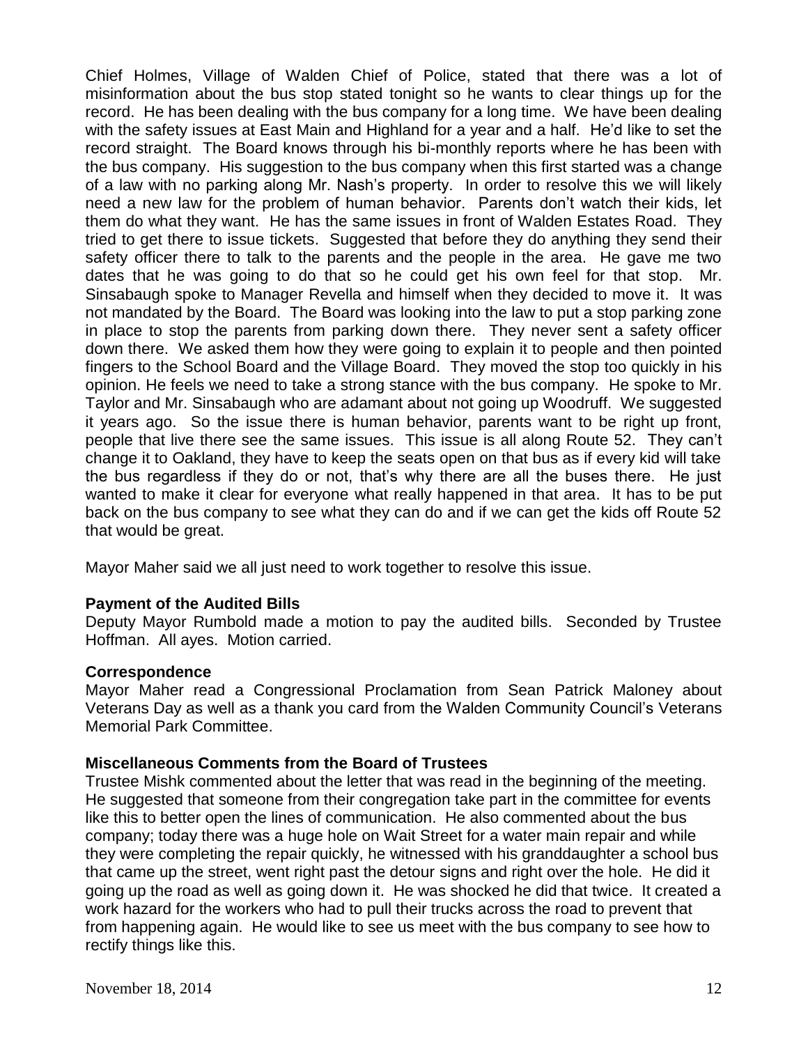Chief Holmes, Village of Walden Chief of Police, stated that there was a lot of misinformation about the bus stop stated tonight so he wants to clear things up for the record. He has been dealing with the bus company for a long time. We have been dealing with the safety issues at East Main and Highland for a year and a half. He'd like to set the record straight. The Board knows through his bi-monthly reports where he has been with the bus company. His suggestion to the bus company when this first started was a change of a law with no parking along Mr. Nash's property. In order to resolve this we will likely need a new law for the problem of human behavior. Parents don't watch their kids, let them do what they want. He has the same issues in front of Walden Estates Road. They tried to get there to issue tickets. Suggested that before they do anything they send their safety officer there to talk to the parents and the people in the area. He gave me two dates that he was going to do that so he could get his own feel for that stop. Mr. Sinsabaugh spoke to Manager Revella and himself when they decided to move it. It was not mandated by the Board. The Board was looking into the law to put a stop parking zone in place to stop the parents from parking down there. They never sent a safety officer down there. We asked them how they were going to explain it to people and then pointed fingers to the School Board and the Village Board. They moved the stop too quickly in his opinion. He feels we need to take a strong stance with the bus company. He spoke to Mr. Taylor and Mr. Sinsabaugh who are adamant about not going up Woodruff. We suggested it years ago. So the issue there is human behavior, parents want to be right up front, people that live there see the same issues. This issue is all along Route 52. They can't change it to Oakland, they have to keep the seats open on that bus as if every kid will take the bus regardless if they do or not, that's why there are all the buses there. He just wanted to make it clear for everyone what really happened in that area. It has to be put back on the bus company to see what they can do and if we can get the kids off Route 52 that would be great.

Mayor Maher said we all just need to work together to resolve this issue.

**Payment of the Audited Bills**

Deputy Mayor Rumbold made a motion to pay the audited bills. Seconded by Trustee Hoffman. All ayes. Motion carried.

**Correspondence**

Mayor Maher read a Congressional Proclamation from Sean Patrick Maloney about Veterans Day as well as a thank you card from the Walden Community Council's Veterans Memorial Park Committee.

**Miscellaneous Comments from the Board of Trustees**

Trustee Mishk commented about the letter that was read in the beginning of the meeting. He suggested that someone from their congregation take part in the committee for events like this to better open the lines of communication. He also commented about the bus company; today there was a huge hole on Wait Street for a water main repair and while they were completing the repair quickly, he witnessed with his granddaughter a school bus that came up the street, went right past the detour signs and right over the hole. He did it going up the road as well as going down it. He was shocked he did that twice. It created a work hazard for the workers who had to pull their trucks across the road to prevent that from happening again. He would like to see us meet with the bus company to see how to rectify things like this.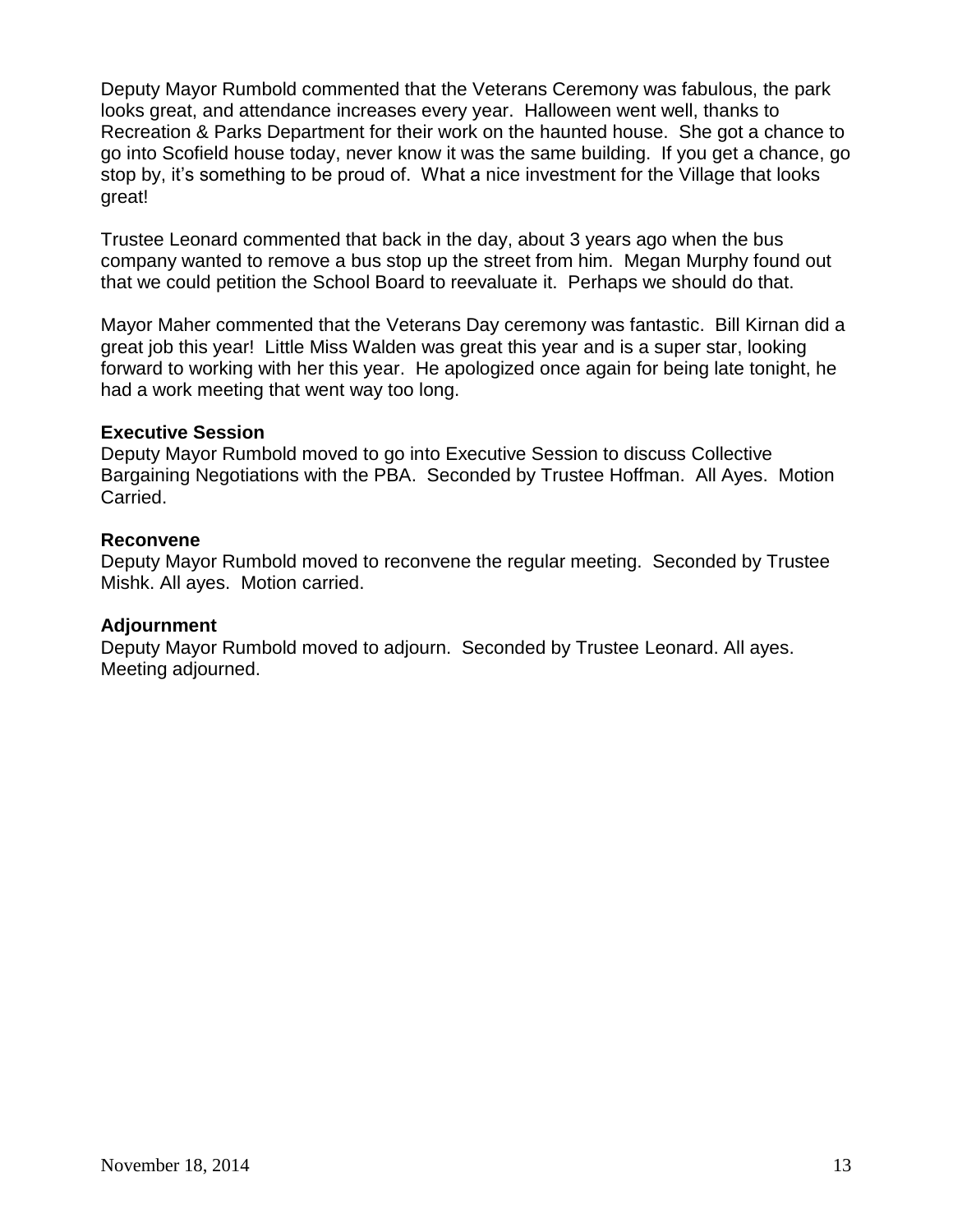Deputy Mayor Rumbold commented that the Veterans Ceremony was fabulous, the park looks great, and attendance increases every year. Halloween went well, thanks to Recreation & Parks Department for their work on the haunted house. She got a chance to go into Scofield house today, never know it was the same building. If you get a chance, go stop by, it's something to be proud of. What a nice investment for the Village that looks great!

Trustee Leonard commented that back in the day, about 3 years ago when the bus company wanted to remove a bus stop up the street from him. Megan Murphy found out that we could petition the School Board to reevaluate it. Perhaps we should do that.

Mayor Maher commented that the Veterans Day ceremony was fantastic. Bill Kirnan did a great job this year! Little Miss Walden was great this year and is a super star, looking forward to working with her this year. He apologized once again for being late tonight, he had a work meeting that went way too long.

**Executive Session**
Deputy Mayor Rumbold moved to go into Executive Session to discuss Collective Bargaining Negotiations with the PBA. Seconded by Trustee Hoffman. All Ayes. Motion Carried.

**Reconvene**
Deputy Mayor Rumbold moved to reconvene the regular meeting. Seconded by Trustee Mishk. All ayes. Motion carried.

**Adjournment**
Deputy Mayor Rumbold moved to adjourn. Seconded by Trustee Leonard. All ayes. Meeting adjourned.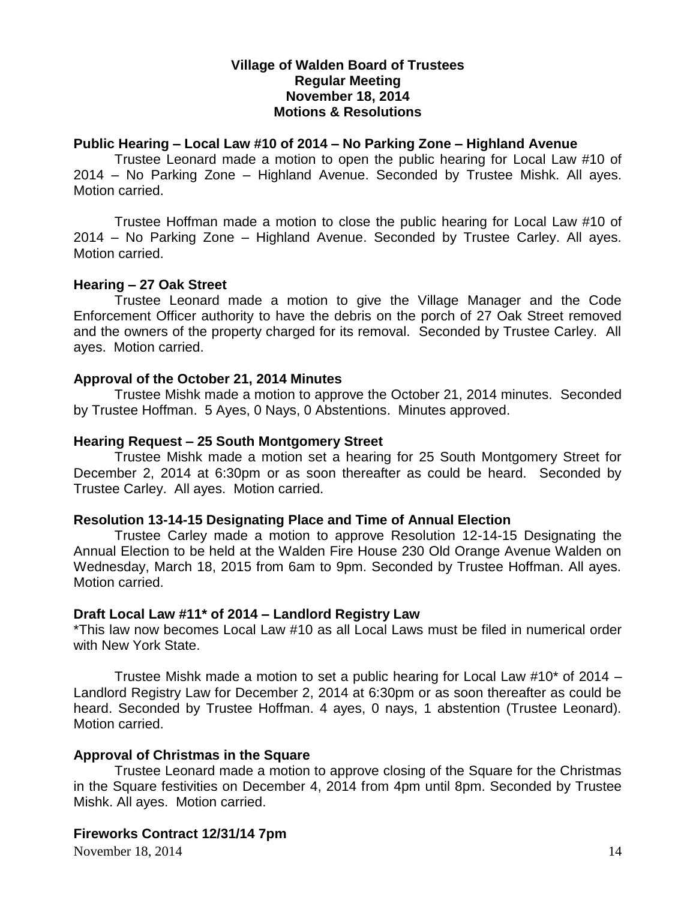**Village of Walden Board of Trustees**
**Regular Meeting**
**November 18, 2014**
**Motions & Resolutions**

**Public Hearing – Local Law #10 of 2014 – No Parking Zone – Highland Avenue**

Trustee Leonard made a motion to open the public hearing for Local Law #10 of 2014 – No Parking Zone – Highland Avenue. Seconded by Trustee Mishk. All ayes. Motion carried.

Trustee Hoffman made a motion to close the public hearing for Local Law #10 of 2014 – No Parking Zone – Highland Avenue. Seconded by Trustee Carley. All ayes. Motion carried.

**Hearing – 27 Oak Street**

Trustee Leonard made a motion to give the Village Manager and the Code Enforcement Officer authority to have the debris on the porch of 27 Oak Street removed and the owners of the property charged for its removal. Seconded by Trustee Carley. All ayes. Motion carried.

**Approval of the October 21, 2014 Minutes**

Trustee Mishk made a motion to approve the October 21, 2014 minutes. Seconded by Trustee Hoffman. 5 Ayes, 0 Nays, 0 Abstentions. Minutes approved.

**Hearing Request – 25 South Montgomery Street**

Trustee Mishk made a motion set a hearing for 25 South Montgomery Street for December 2, 2014 at 6:30pm or as soon thereafter as could be heard. Seconded by Trustee Carley. All ayes. Motion carried.

**Resolution 13-14-15 Designating Place and Time of Annual Election**

Trustee Carley made a motion to approve Resolution 12-14-15 Designating the Annual Election to be held at the Walden Fire House 230 Old Orange Avenue Walden on Wednesday, March 18, 2015 from 6am to 9pm. Seconded by Trustee Hoffman. All ayes. Motion carried.

**Draft Local Law #11* of 2014 – Landlord Registry Law**

*This law now becomes Local Law #10 as all Local Laws must be filed in numerical order with New York State.

Trustee Mishk made a motion to set a public hearing for Local Law #10* of 2014 – Landlord Registry Law for December 2, 2014 at 6:30pm or as soon thereafter as could be heard. Seconded by Trustee Hoffman. 4 ayes, 0 nays, 1 abstention (Trustee Leonard). Motion carried.

**Approval of Christmas in the Square**

Trustee Leonard made a motion to approve closing of the Square for the Christmas in the Square festivities on December 4, 2014 from 4pm until 8pm. Seconded by Trustee Mishk. All ayes. Motion carried.

**Fireworks Contract 12/31/14 7pm**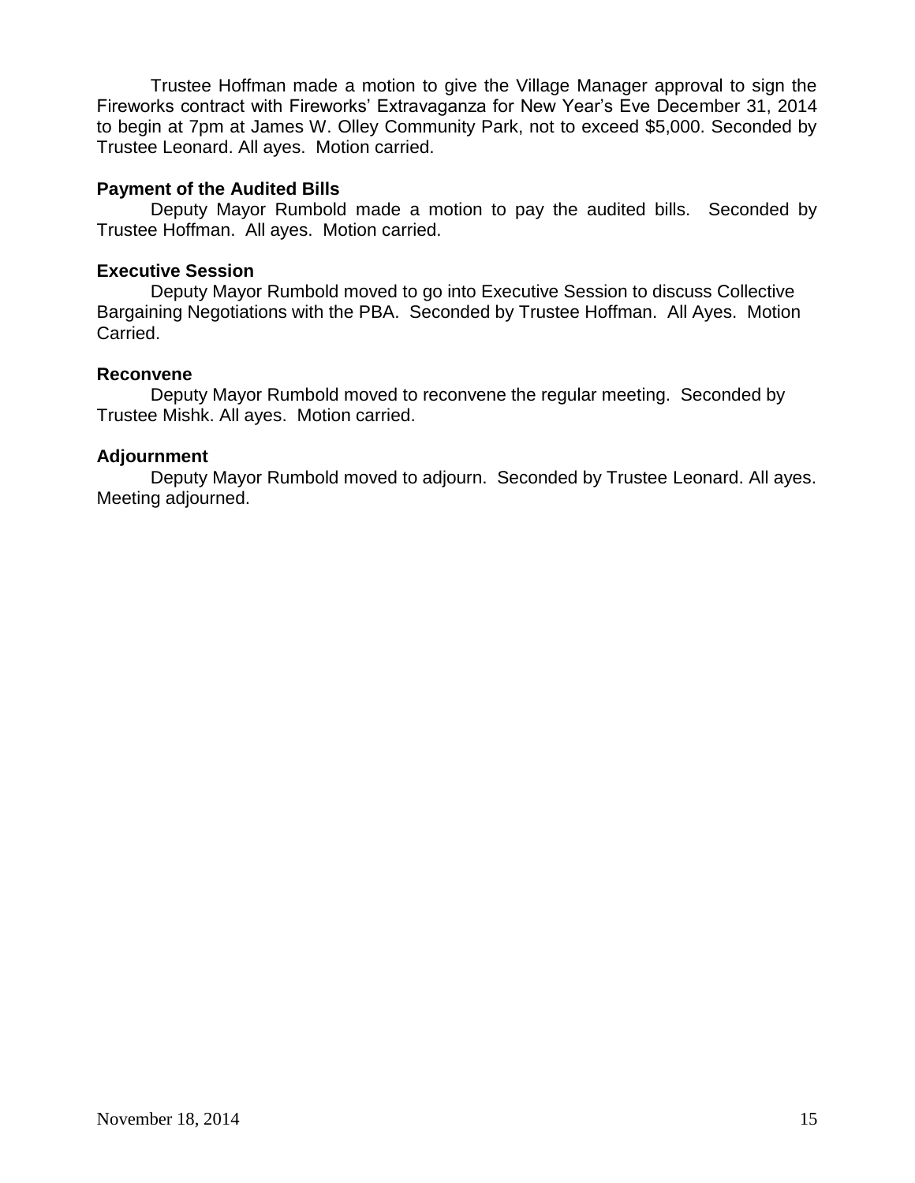Trustee Hoffman made a motion to give the Village Manager approval to sign the Fireworks contract with Fireworks' Extravaganza for New Year's Eve December 31, 2014 to begin at 7pm at James W. Olley Community Park, not to exceed $5,000. Seconded by Trustee Leonard. All ayes. Motion carried.

**Payment of the Audited Bills**

Deputy Mayor Rumbold made a motion to pay the audited bills. Seconded by Trustee Hoffman. All ayes. Motion carried.

**Executive Session**

Deputy Mayor Rumbold moved to go into Executive Session to discuss Collective Bargaining Negotiations with the PBA. Seconded by Trustee Hoffman. All Ayes. Motion Carried.

**Reconvene**

Deputy Mayor Rumbold moved to reconvene the regular meeting. Seconded by Trustee Mishk. All ayes. Motion carried.

**Adjournment**

Deputy Mayor Rumbold moved to adjourn. Seconded by Trustee Leonard. All ayes. Meeting adjourned.